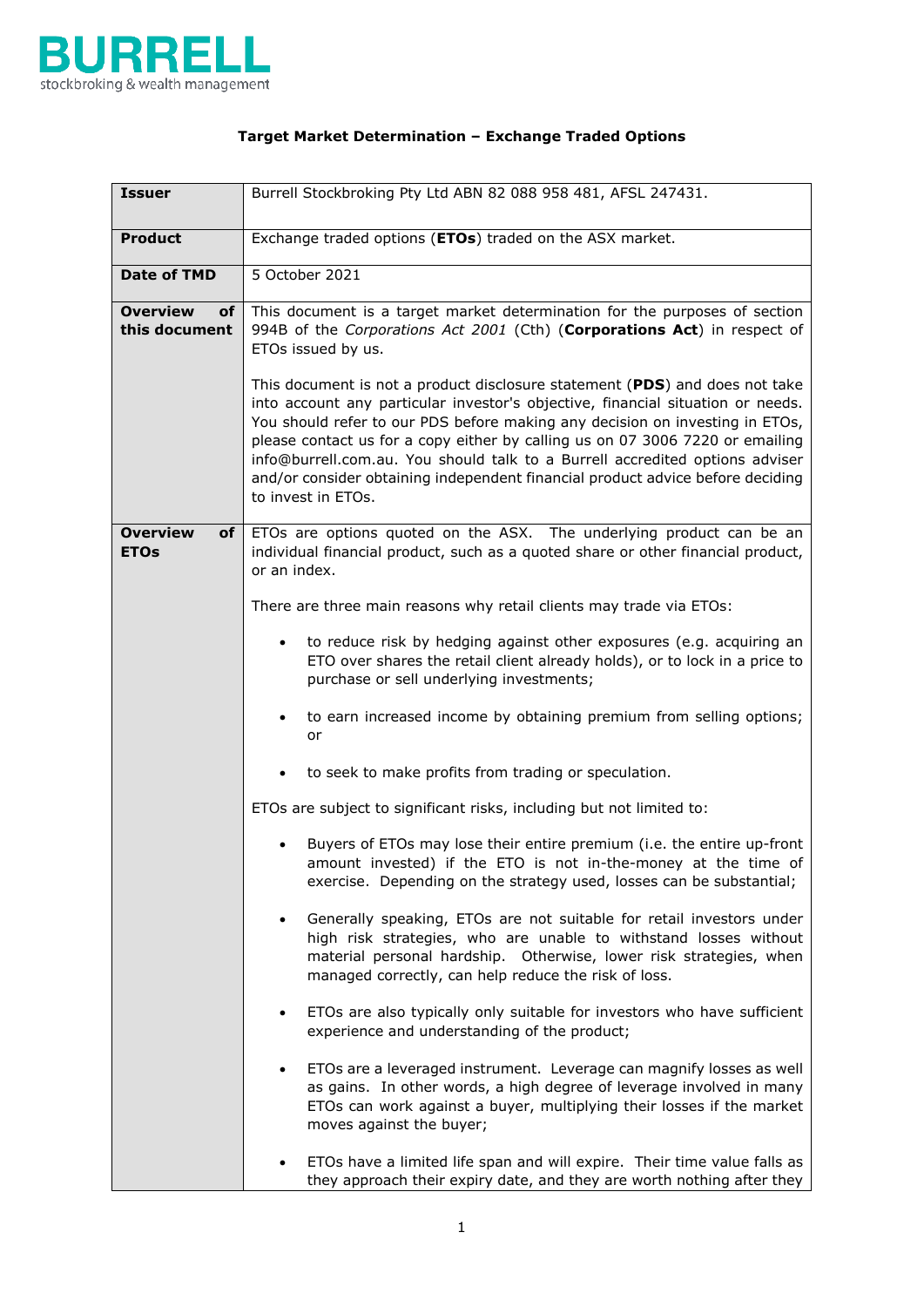BURRELL
stockbroking & wealth management

# Target Market Determination – Exchange Traded Options

| | |
|---|---|
| **Issuer** | Burrell Stockbroking Pty Ltd ABN 82 088 958 481, AFSL 247431. |
| **Product** | Exchange traded options (**ETOs**) traded on the ASX market. |
| **Date of TMD** | 5 October 2021 |
| **Overview of this document** | This document is a target market determination for the purposes of section 994B of the *Corporations Act 2001* (Cth) (**Corporations Act**) in respect of ETOs issued by us.<br><br>This document is not a product disclosure statement (**PDS**) and does not take into account any particular investor's objective, financial situation or needs. You should refer to our PDS before making any decision on investing in ETOs, please contact us for a copy either by calling us on 07 3006 7220 or emailing info@burrell.com.au. You should talk to a Burrell accredited options adviser and/or consider obtaining independent financial product advice before deciding to invest in ETOs. |
| **Overview of ETOs** | ETOs are options quoted on the ASX. The underlying product can be an individual financial product, such as a quoted share or other financial product, or an index.<br><br>There are three main reasons why retail clients may trade via ETOs:<br><br>• to reduce risk by hedging against other exposures (e.g. acquiring an ETO over shares the retail client already holds), or to lock in a price to purchase or sell underlying investments;<br><br>• to earn increased income by obtaining premium from selling options; or<br><br>• to seek to make profits from trading or speculation.<br><br>ETOs are subject to significant risks, including but not limited to:<br><br>• Buyers of ETOs may lose their entire premium (i.e. the entire up-front amount invested) if the ETO is not in-the-money at the time of exercise. Depending on the strategy used, losses can be substantial;<br><br>• Generally speaking, ETOs are not suitable for retail investors under high risk strategies, who are unable to withstand losses without material personal hardship. Otherwise, lower risk strategies, when managed correctly, can help reduce the risk of loss.<br><br>• ETOs are also typically only suitable for investors who have sufficient experience and understanding of the product;<br><br>• ETOs are a leveraged instrument. Leverage can magnify losses as well as gains. In other words, a high degree of leverage involved in many ETOs can work against a buyer, multiplying their losses if the market moves against the buyer;<br><br>• ETOs have a limited life span and will expire. Their time value falls as they approach their expiry date, and they are worth nothing after they |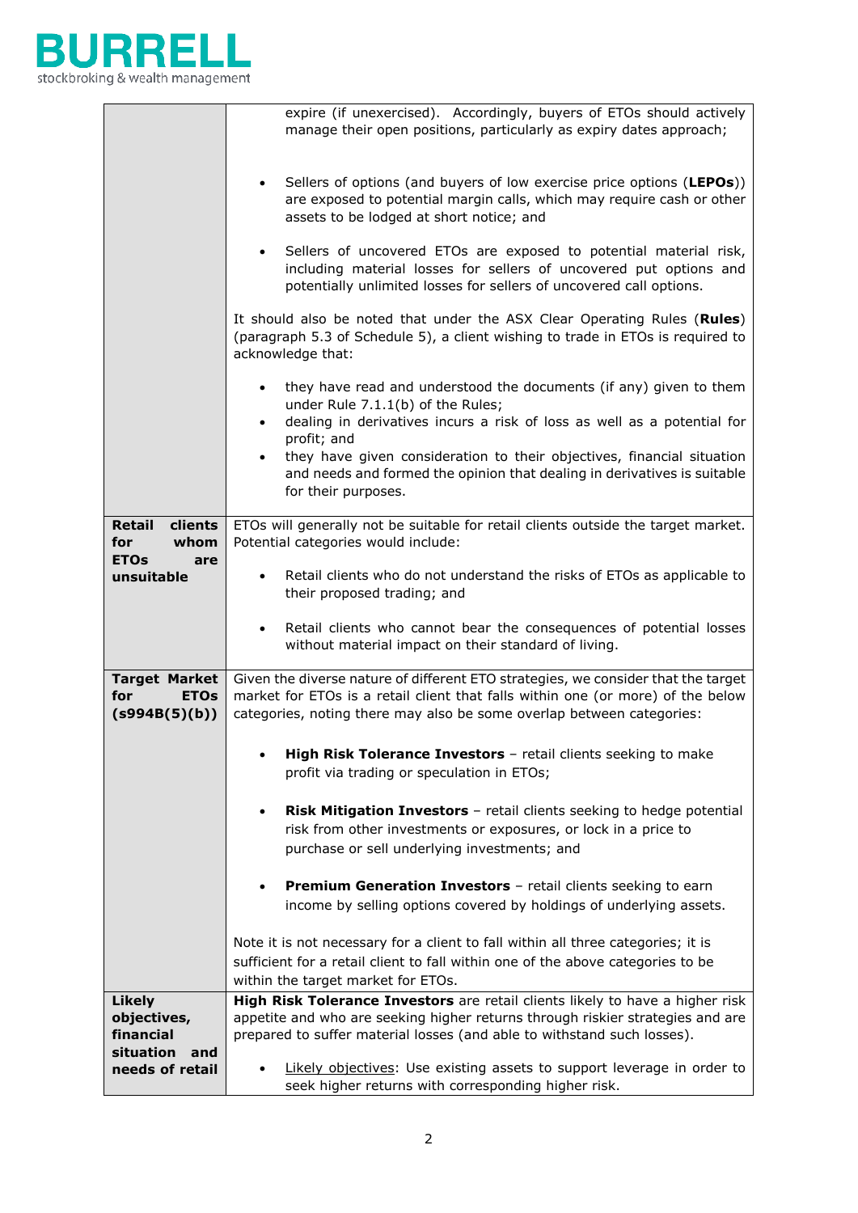| | |
|---|---|
| | expire (if unexercised). Accordingly, buyers of ETOs should actively manage their open positions, particularly as expiry dates approach;<br><br>• Sellers of options (and buyers of low exercise price options (**LEPOs**)) are exposed to potential margin calls, which may require cash or other assets to be lodged at short notice; and<br><br>• Sellers of uncovered ETOs are exposed to potential material risk, including material losses for sellers of uncovered put options and potentially unlimited losses for sellers of uncovered call options.<br><br>It should also be noted that under the ASX Clear Operating Rules (**Rules**) (paragraph 5.3 of Schedule 5), a client wishing to trade in ETOs is required to acknowledge that:<br><br>• they have read and understood the documents (if any) given to them under Rule 7.1.1(b) of the Rules;<br>• dealing in derivatives incurs a risk of loss as well as a potential for profit; and<br>• they have given consideration to their objectives, financial situation and needs and formed the opinion that dealing in derivatives is suitable for their purposes. |
| **Retail clients for whom ETOs are unsuitable** | ETOs will generally not be suitable for retail clients outside the target market. Potential categories would include:<br><br>• Retail clients who do not understand the risks of ETOs as applicable to their proposed trading; and<br><br>• Retail clients who cannot bear the consequences of potential losses without material impact on their standard of living. |
| **Target Market for ETOs (s994B(5)(b))** | Given the diverse nature of different ETO strategies, we consider that the target market for ETOs is a retail client that falls within one (or more) of the below categories, noting there may also be some overlap between categories:<br><br>• **High Risk Tolerance Investors** – retail clients seeking to make profit via trading or speculation in ETOs;<br><br>• **Risk Mitigation Investors** – retail clients seeking to hedge potential risk from other investments or exposures, or lock in a price to purchase or sell underlying investments; and<br><br>• **Premium Generation Investors** – retail clients seeking to earn income by selling options covered by holdings of underlying assets.<br><br>Note it is not necessary for a client to fall within all three categories; it is sufficient for a retail client to fall within one of the above categories to be within the target market for ETOs. |
| **Likely objectives, financial situation and needs of retail** | **High Risk Tolerance Investors** are retail clients likely to have a higher risk appetite and who are seeking higher returns through riskier strategies and are prepared to suffer material losses (and able to withstand such losses).<br><br>• Likely objectives: Use existing assets to support leverage in order to seek higher returns with corresponding higher risk. |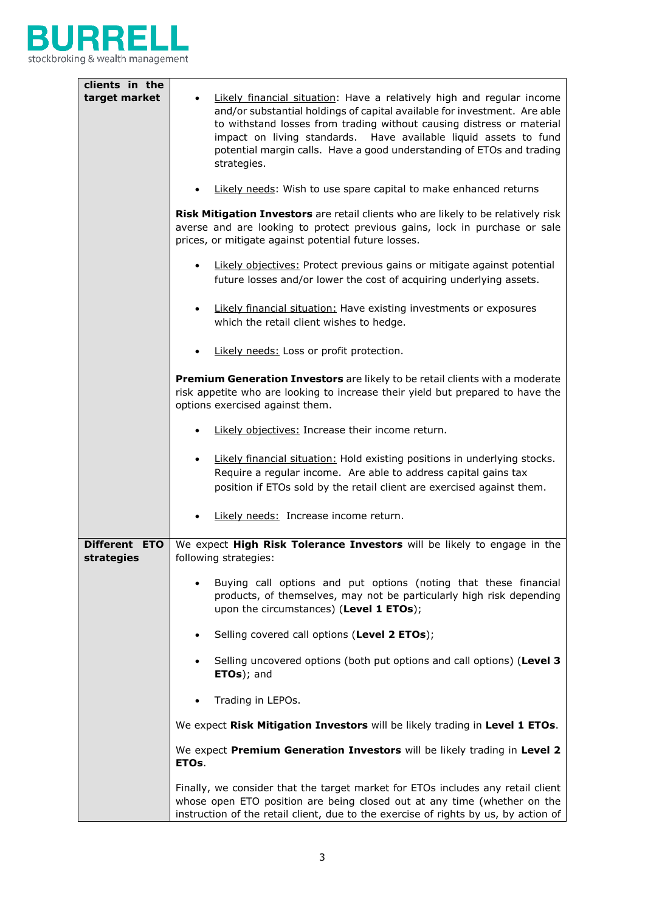| clients in the target market | <ul><li><u>Likely financial situation</u>: Have a relatively high and regular income and/or substantial holdings of capital available for investment. Are able to withstand losses from trading without causing distress or material impact on living standards. Have available liquid assets to fund potential margin calls. Have a good understanding of ETOs and trading strategies.</li><li><u>Likely needs</u>: Wish to use spare capital to make enhanced returns</li></ul>**Risk Mitigation Investors** are retail clients who are likely to be relatively risk averse and are looking to protect previous gains, lock in purchase or sale prices, or mitigate against potential future losses.<ul><li><u>Likely objectives:</u> Protect previous gains or mitigate against potential future losses and/or lower the cost of acquiring underlying assets.</li><li><u>Likely financial situation:</u> Have existing investments or exposures which the retail client wishes to hedge.</li><li><u>Likely needs:</u> Loss or profit protection.</li></ul>**Premium Generation Investors** are likely to be retail clients with a moderate risk appetite who are looking to increase their yield but prepared to have the options exercised against them.<ul><li><u>Likely objectives:</u> Increase their income return.</li><li><u>Likely financial situation:</u> Hold existing positions in underlying stocks. Require a regular income. Are able to address capital gains tax position if ETOs sold by the retail client are exercised against them.</li><li><u>Likely needs:</u> Increase income return.</li></ul> |
|---|---|
| **Different ETO strategies** | We expect **High Risk Tolerance Investors** will be likely to engage in the following strategies:<ul><li>Buying call options and put options (noting that these financial products, of themselves, may not be particularly high risk depending upon the circumstances) (**Level 1 ETOs**);</li><li>Selling covered call options (**Level 2 ETOs**);</li><li>Selling uncovered options (both put options and call options) (**Level 3 ETOs**); and</li><li>Trading in LEPOs.</li></ul>We expect **Risk Mitigation Investors** will be likely trading in **Level 1 ETOs**.<br><br>We expect **Premium Generation Investors** will be likely trading in **Level 2 ETOs**.<br><br>Finally, we consider that the target market for ETOs includes any retail client whose open ETO position are being closed out at any time (whether on the instruction of the retail client, due to the exercise of rights by us, by action of |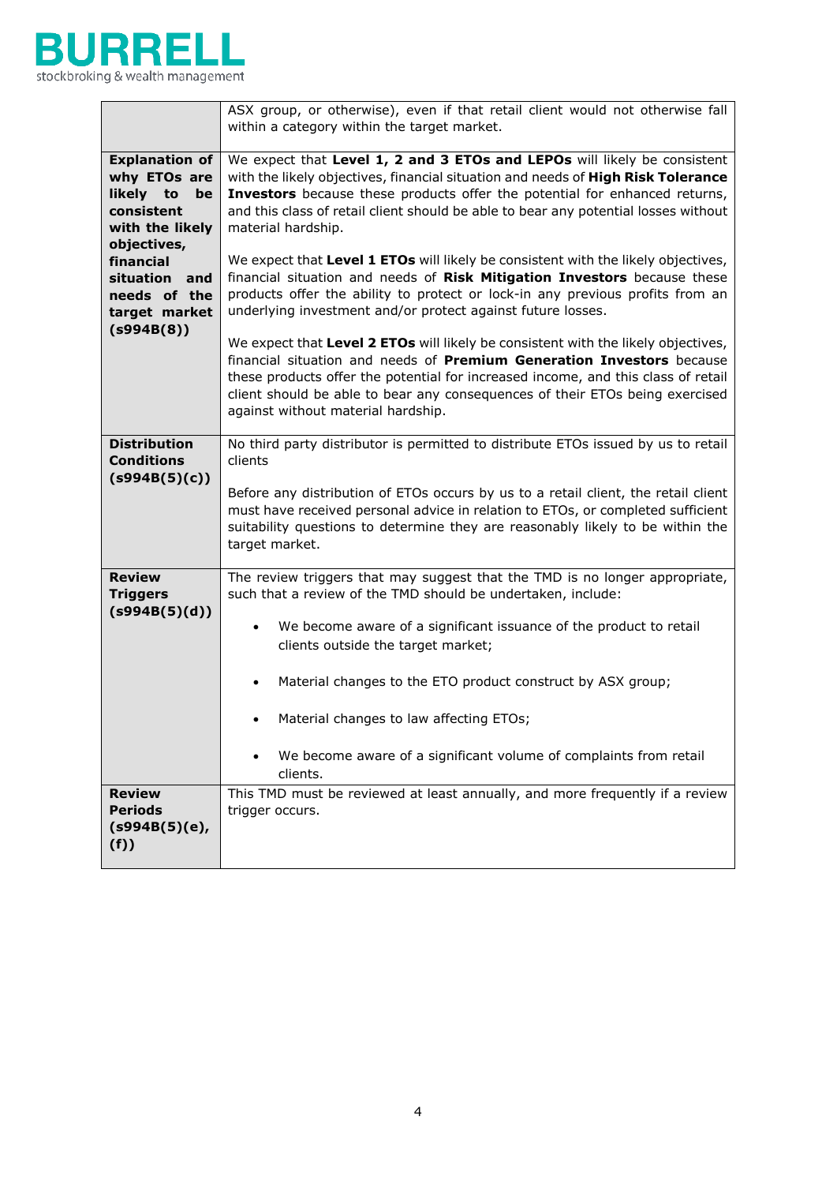| | |
|---|---|
| | ASX group, or otherwise), even if that retail client would not otherwise fall within a category within the target market. |
| **Explanation of why ETOs are likely to be consistent with the likely objectives, financial situation and needs of the target market (s994B(8))** | We expect that **Level 1, 2 and 3 ETOs and LEPOs** will likely be consistent with the likely objectives, financial situation and needs of **High Risk Tolerance Investors** because these products offer the potential for enhanced returns, and this class of retail client should be able to bear any potential losses without material hardship.<br><br>We expect that **Level 1 ETOs** will likely be consistent with the likely objectives, financial situation and needs of **Risk Mitigation Investors** because these products offer the ability to protect or lock-in any previous profits from an underlying investment and/or protect against future losses.<br><br>We expect that **Level 2 ETOs** will likely be consistent with the likely objectives, financial situation and needs of **Premium Generation Investors** because these products offer the potential for increased income, and this class of retail client should be able to bear any consequences of their ETOs being exercised against without material hardship. |
| **Distribution Conditions (s994B(5)(c))** | No third party distributor is permitted to distribute ETOs issued by us to retail clients<br><br>Before any distribution of ETOs occurs by us to a retail client, the retail client must have received personal advice in relation to ETOs, or completed sufficient suitability questions to determine they are reasonably likely to be within the target market. |
| **Review Triggers (s994B(5)(d))** | The review triggers that may suggest that the TMD is no longer appropriate, such that a review of the TMD should be undertaken, include:<br><br>• We become aware of a significant issuance of the product to retail clients outside the target market;<br><br>• Material changes to the ETO product construct by ASX group;<br><br>• Material changes to law affecting ETOs;<br><br>• We become aware of a significant volume of complaints from retail clients. |
| **Review Periods (s994B(5)(e), (f))** | This TMD must be reviewed at least annually, and more frequently if a review trigger occurs. |